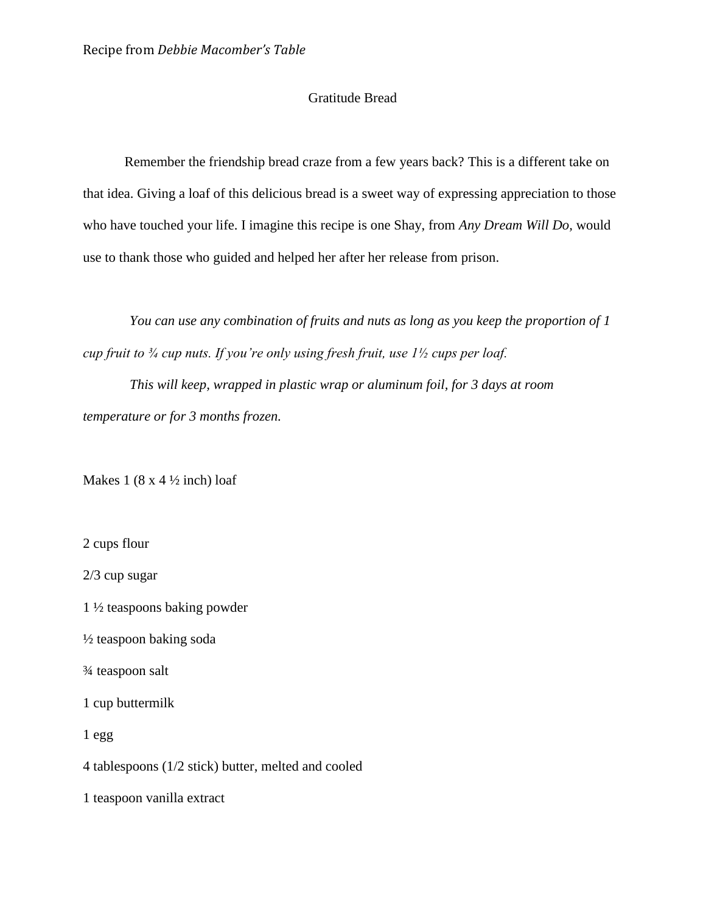Recipe from *Debbie Macomber's Table*

# Gratitude Bread

Remember the friendship bread craze from a few years back? This is a different take on that idea. Giving a loaf of this delicious bread is a sweet way of expressing appreciation to those who have touched your life. I imagine this recipe is one Shay, from *Any Dream Will Do*, would use to thank those who guided and helped her after her release from prison.

*You can use any combination of fruits and nuts as long as you keep the proportion of 1 cup fruit to ¾ cup nuts. If you're only using fresh fruit, use 1½ cups per loaf.*

*This will keep, wrapped in plastic wrap or aluminum foil, for 3 days at room temperature or for 3 months frozen.*

Makes 1 (8 x 4 ½ inch) loaf

2 cups flour

2/3 cup sugar

1 ½ teaspoons baking powder

½ teaspoon baking soda

¾ teaspoon salt

1 cup buttermilk

1 egg

4 tablespoons (1/2 stick) butter, melted and cooled

1 teaspoon vanilla extract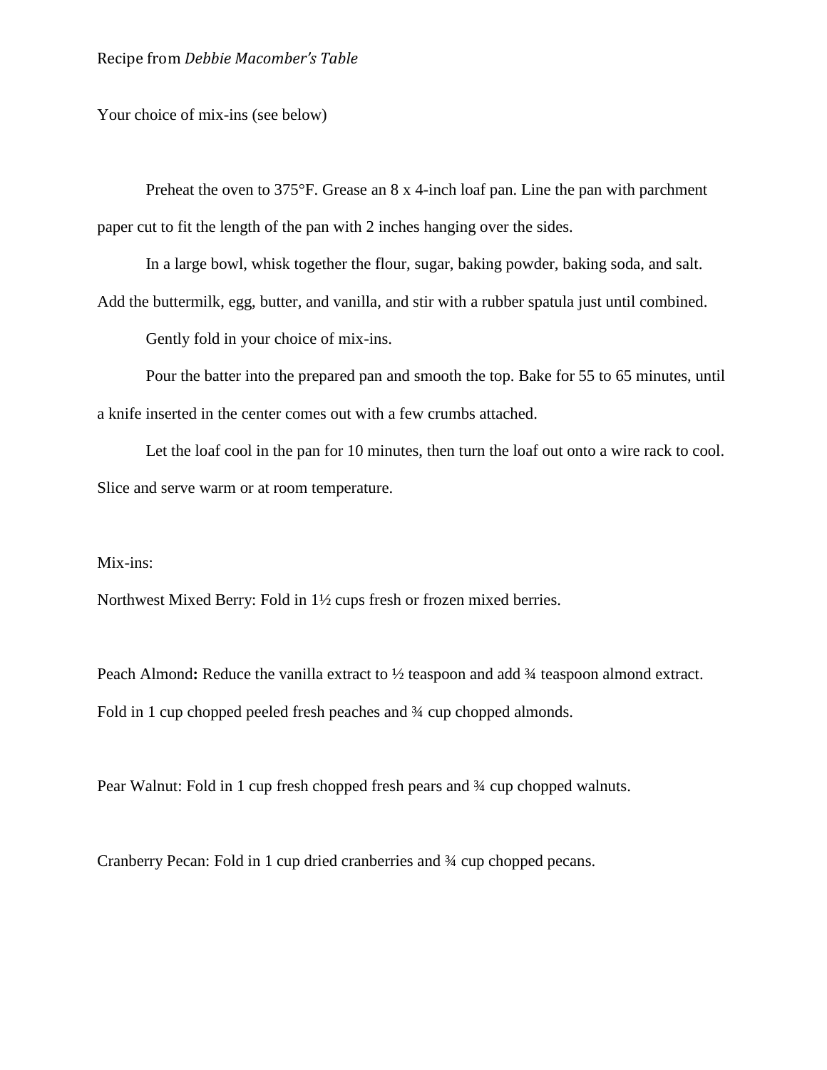Your choice of mix-ins (see below)

Preheat the oven to 375°F. Grease an 8 x 4-inch loaf pan. Line the pan with parchment paper cut to fit the length of the pan with 2 inches hanging over the sides.

In a large bowl, whisk together the flour, sugar, baking powder, baking soda, and salt. Add the buttermilk, egg, butter, and vanilla, and stir with a rubber spatula just until combined.

Gently fold in your choice of mix-ins.

Pour the batter into the prepared pan and smooth the top. Bake for 55 to 65 minutes, until a knife inserted in the center comes out with a few crumbs attached.

Let the loaf cool in the pan for 10 minutes, then turn the loaf out onto a wire rack to cool. Slice and serve warm or at room temperature.

Mix-ins:

Northwest Mixed Berry: Fold in 1½ cups fresh or frozen mixed berries.

Peach Almond**:** Reduce the vanilla extract to ½ teaspoon and add ¾ teaspoon almond extract. Fold in 1 cup chopped peeled fresh peaches and ¾ cup chopped almonds.

Pear Walnut: Fold in 1 cup fresh chopped fresh pears and ¾ cup chopped walnuts.

Cranberry Pecan: Fold in 1 cup dried cranberries and ¾ cup chopped pecans.